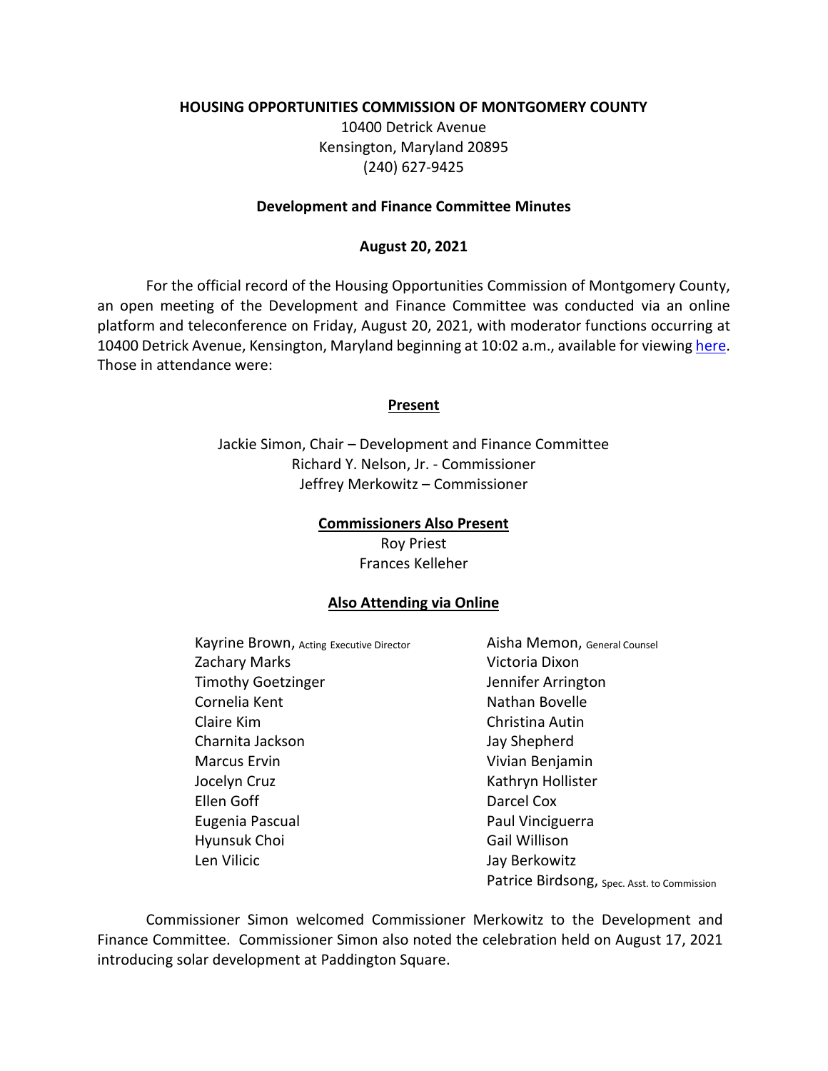**HOUSING OPPORTUNITIES COMMISSION OF MONTGOMERY COUNTY**

10400 Detrick Avenue
Kensington, Maryland 20895
(240) 627-9425

**Development and Finance Committee Minutes**

**August 20, 2021**

For the official record of the Housing Opportunities Commission of Montgomery County, an open meeting of the Development and Finance Committee was conducted via an online platform and teleconference on Friday, August 20, 2021, with moderator functions occurring at 10400 Detrick Avenue, Kensington, Maryland beginning at 10:02 a.m., available for viewing here. Those in attendance were:

**Present**

Jackie Simon, Chair – Development and Finance Committee
Richard Y. Nelson, Jr. - Commissioner
Jeffrey Merkowitz – Commissioner

**Commissioners Also Present**

Roy Priest
Frances Kelleher

**Also Attending via Online**

Kayrine Brown, Acting Executive Director
Zachary Marks
Timothy Goetzinger
Cornelia Kent
Claire Kim
Charnita Jackson
Marcus Ervin
Jocelyn Cruz
Ellen Goff
Eugenia Pascual
Hyunsuk Choi
Len Vilicic
Aisha Memon, General Counsel
Victoria Dixon
Jennifer Arrington
Nathan Bovelle
Christina Autin
Jay Shepherd
Vivian Benjamin
Kathryn Hollister
Darcel Cox
Paul Vinciguerra
Gail Willison
Jay Berkowitz
Patrice Birdsong, Spec. Asst. to Commission

Commissioner Simon welcomed Commissioner Merkowitz to the Development and Finance Committee. Commissioner Simon also noted the celebration held on August 17, 2021 introducing solar development at Paddington Square.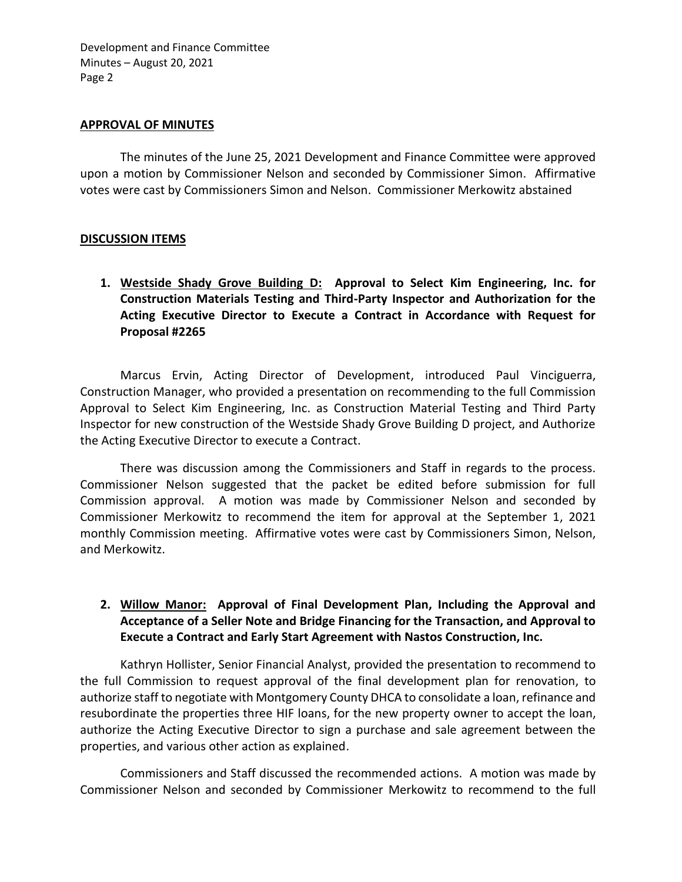## APPROVAL OF MINUTES

The minutes of the June 25, 2021 Development and Finance Committee were approved upon a motion by Commissioner Nelson and seconded by Commissioner Simon. Affirmative votes were cast by Commissioners Simon and Nelson. Commissioner Merkowitz abstained

## DISCUSSION ITEMS

1. **Westside Shady Grove Building D: Approval to Select Kim Engineering, Inc. for Construction Materials Testing and Third-Party Inspector and Authorization for the Acting Executive Director to Execute a Contract in Accordance with Request for Proposal #2265**

Marcus Ervin, Acting Director of Development, introduced Paul Vinciguerra, Construction Manager, who provided a presentation on recommending to the full Commission Approval to Select Kim Engineering, Inc. as Construction Material Testing and Third Party Inspector for new construction of the Westside Shady Grove Building D project, and Authorize the Acting Executive Director to execute a Contract.

There was discussion among the Commissioners and Staff in regards to the process. Commissioner Nelson suggested that the packet be edited before submission for full Commission approval. A motion was made by Commissioner Nelson and seconded by Commissioner Merkowitz to recommend the item for approval at the September 1, 2021 monthly Commission meeting. Affirmative votes were cast by Commissioners Simon, Nelson, and Merkowitz.

2. **Willow Manor: Approval of Final Development Plan, Including the Approval and Acceptance of a Seller Note and Bridge Financing for the Transaction, and Approval to Execute a Contract and Early Start Agreement with Nastos Construction, Inc.**

Kathryn Hollister, Senior Financial Analyst, provided the presentation to recommend to the full Commission to request approval of the final development plan for renovation, to authorize staff to negotiate with Montgomery County DHCA to consolidate a loan, refinance and resubordinate the properties three HIF loans, for the new property owner to accept the loan, authorize the Acting Executive Director to sign a purchase and sale agreement between the properties, and various other action as explained.

Commissioners and Staff discussed the recommended actions. A motion was made by Commissioner Nelson and seconded by Commissioner Merkowitz to recommend to the full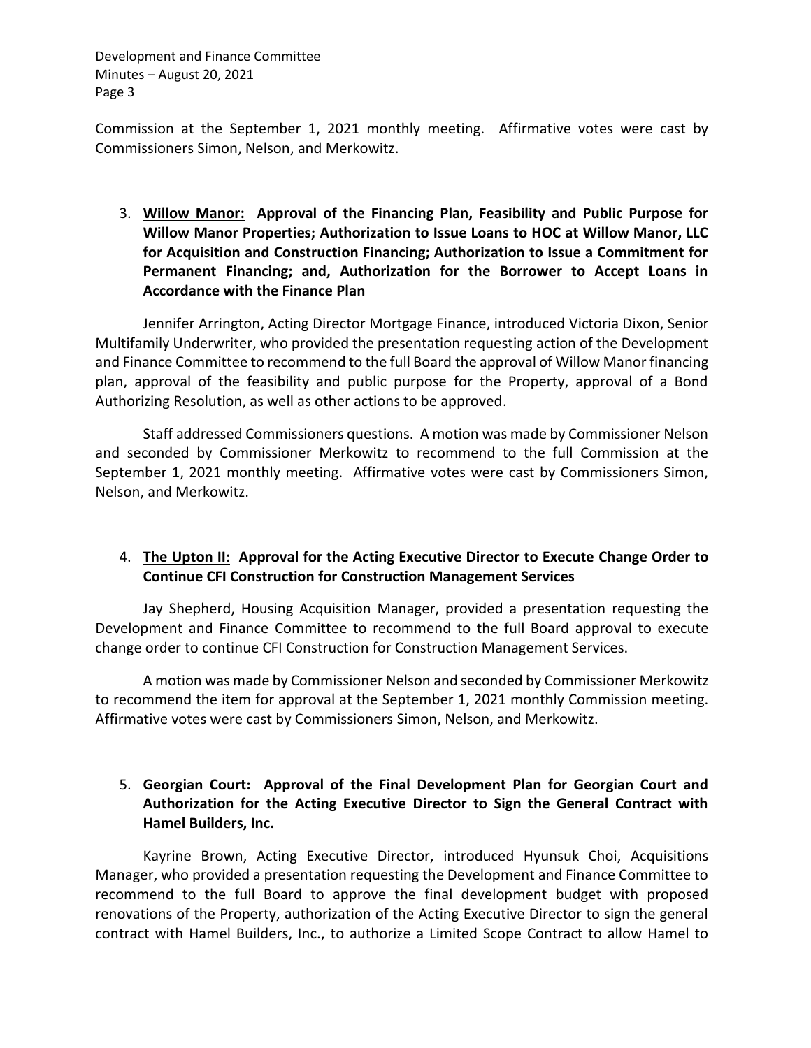Commission at the September 1, 2021 monthly meeting. Affirmative votes were cast by Commissioners Simon, Nelson, and Merkowitz.

3. **Willow Manor: Approval of the Financing Plan, Feasibility and Public Purpose for Willow Manor Properties; Authorization to Issue Loans to HOC at Willow Manor, LLC for Acquisition and Construction Financing; Authorization to Issue a Commitment for Permanent Financing; and, Authorization for the Borrower to Accept Loans in Accordance with the Finance Plan**

Jennifer Arrington, Acting Director Mortgage Finance, introduced Victoria Dixon, Senior Multifamily Underwriter, who provided the presentation requesting action of the Development and Finance Committee to recommend to the full Board the approval of Willow Manor financing plan, approval of the feasibility and public purpose for the Property, approval of a Bond Authorizing Resolution, as well as other actions to be approved.

Staff addressed Commissioners questions. A motion was made by Commissioner Nelson and seconded by Commissioner Merkowitz to recommend to the full Commission at the September 1, 2021 monthly meeting. Affirmative votes were cast by Commissioners Simon, Nelson, and Merkowitz.

4. **The Upton II: Approval for the Acting Executive Director to Execute Change Order to Continue CFI Construction for Construction Management Services**

Jay Shepherd, Housing Acquisition Manager, provided a presentation requesting the Development and Finance Committee to recommend to the full Board approval to execute change order to continue CFI Construction for Construction Management Services.

A motion was made by Commissioner Nelson and seconded by Commissioner Merkowitz to recommend the item for approval at the September 1, 2021 monthly Commission meeting. Affirmative votes were cast by Commissioners Simon, Nelson, and Merkowitz.

5. **Georgian Court: Approval of the Final Development Plan for Georgian Court and Authorization for the Acting Executive Director to Sign the General Contract with Hamel Builders, Inc.**

Kayrine Brown, Acting Executive Director, introduced Hyunsuk Choi, Acquisitions Manager, who provided a presentation requesting the Development and Finance Committee to recommend to the full Board to approve the final development budget with proposed renovations of the Property, authorization of the Acting Executive Director to sign the general contract with Hamel Builders, Inc., to authorize a Limited Scope Contract to allow Hamel to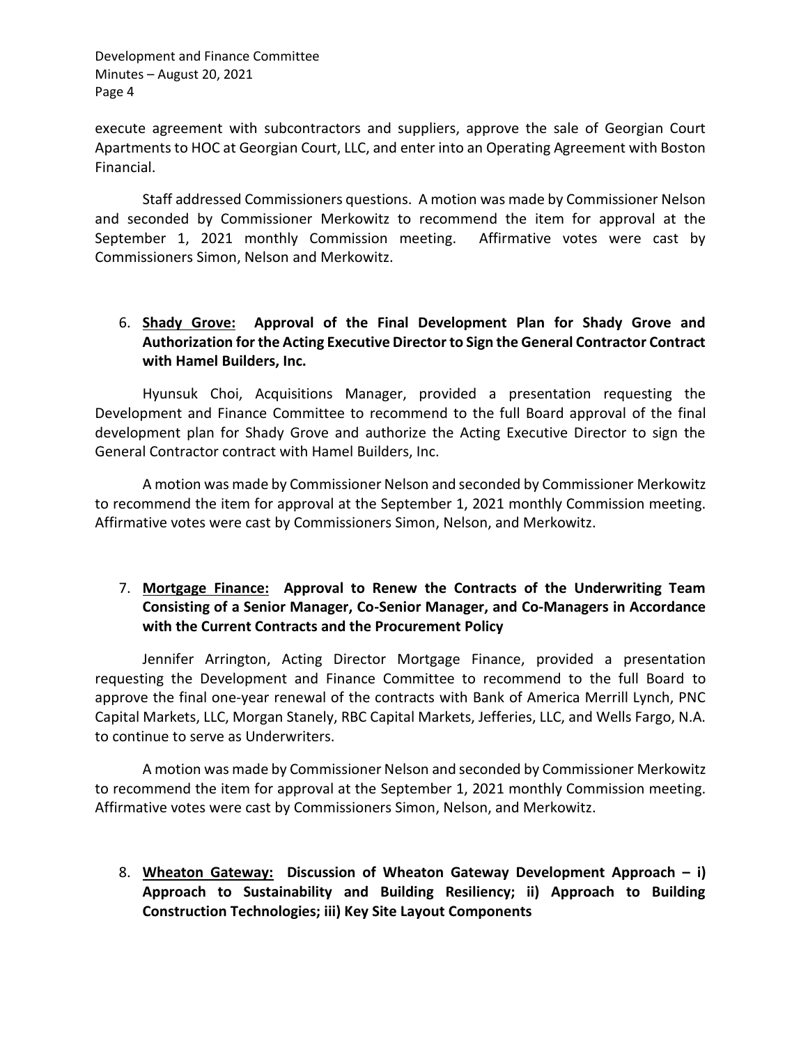execute agreement with subcontractors and suppliers, approve the sale of Georgian Court Apartments to HOC at Georgian Court, LLC, and enter into an Operating Agreement with Boston Financial.

Staff addressed Commissioners questions. A motion was made by Commissioner Nelson and seconded by Commissioner Merkowitz to recommend the item for approval at the September 1, 2021 monthly Commission meeting. Affirmative votes were cast by Commissioners Simon, Nelson and Merkowitz.

6. **<u>Shady Grove:</u> Approval of the Final Development Plan for Shady Grove and Authorization for the Acting Executive Director to Sign the General Contractor Contract with Hamel Builders, Inc.**

Hyunsuk Choi, Acquisitions Manager, provided a presentation requesting the Development and Finance Committee to recommend to the full Board approval of the final development plan for Shady Grove and authorize the Acting Executive Director to sign the General Contractor contract with Hamel Builders, Inc.

A motion was made by Commissioner Nelson and seconded by Commissioner Merkowitz to recommend the item for approval at the September 1, 2021 monthly Commission meeting. Affirmative votes were cast by Commissioners Simon, Nelson, and Merkowitz.

7. **<u>Mortgage Finance:</u> Approval to Renew the Contracts of the Underwriting Team Consisting of a Senior Manager, Co-Senior Manager, and Co-Managers in Accordance with the Current Contracts and the Procurement Policy**

Jennifer Arrington, Acting Director Mortgage Finance, provided a presentation requesting the Development and Finance Committee to recommend to the full Board to approve the final one-year renewal of the contracts with Bank of America Merrill Lynch, PNC Capital Markets, LLC, Morgan Stanely, RBC Capital Markets, Jefferies, LLC, and Wells Fargo, N.A. to continue to serve as Underwriters.

A motion was made by Commissioner Nelson and seconded by Commissioner Merkowitz to recommend the item for approval at the September 1, 2021 monthly Commission meeting. Affirmative votes were cast by Commissioners Simon, Nelson, and Merkowitz.

8. **<u>Wheaton Gateway:</u> Discussion of Wheaton Gateway Development Approach – i) Approach to Sustainability and Building Resiliency; ii) Approach to Building Construction Technologies; iii) Key Site Layout Components**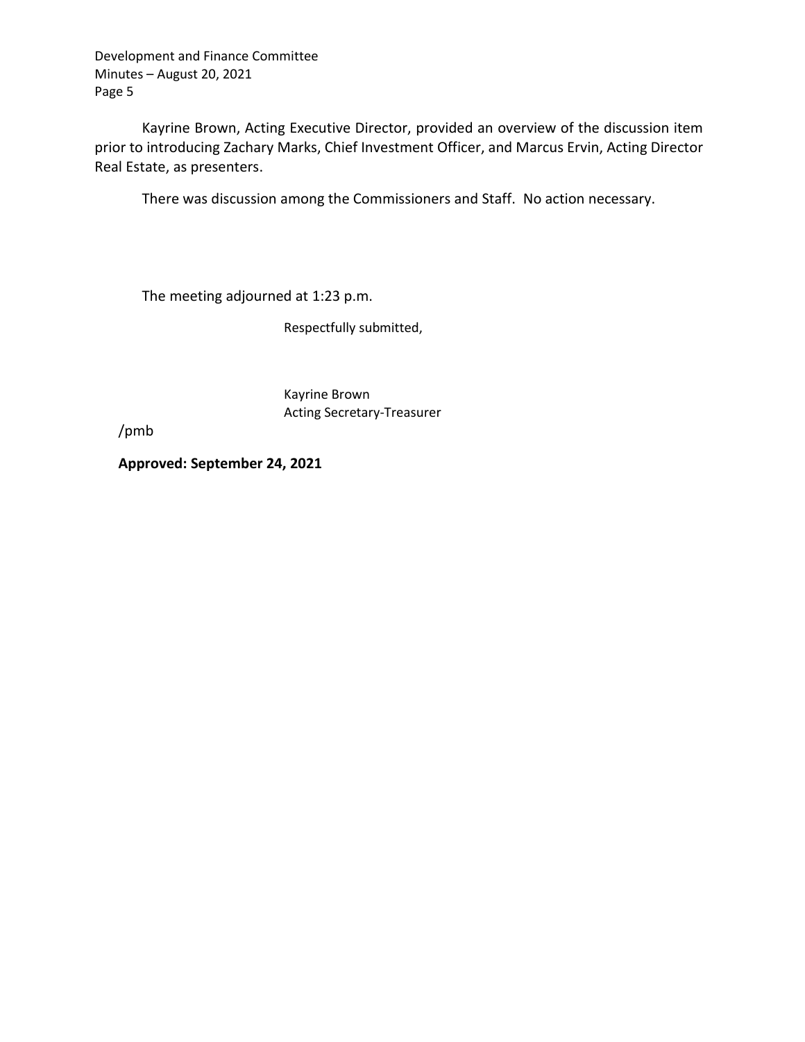Kayrine Brown, Acting Executive Director, provided an overview of the discussion item prior to introducing Zachary Marks, Chief Investment Officer, and Marcus Ervin, Acting Director Real Estate, as presenters.

There was discussion among the Commissioners and Staff. No action necessary.

The meeting adjourned at 1:23 p.m.

Respectfully submitted,

Kayrine Brown
Acting Secretary-Treasurer

/pmb

**Approved: September 24, 2021**